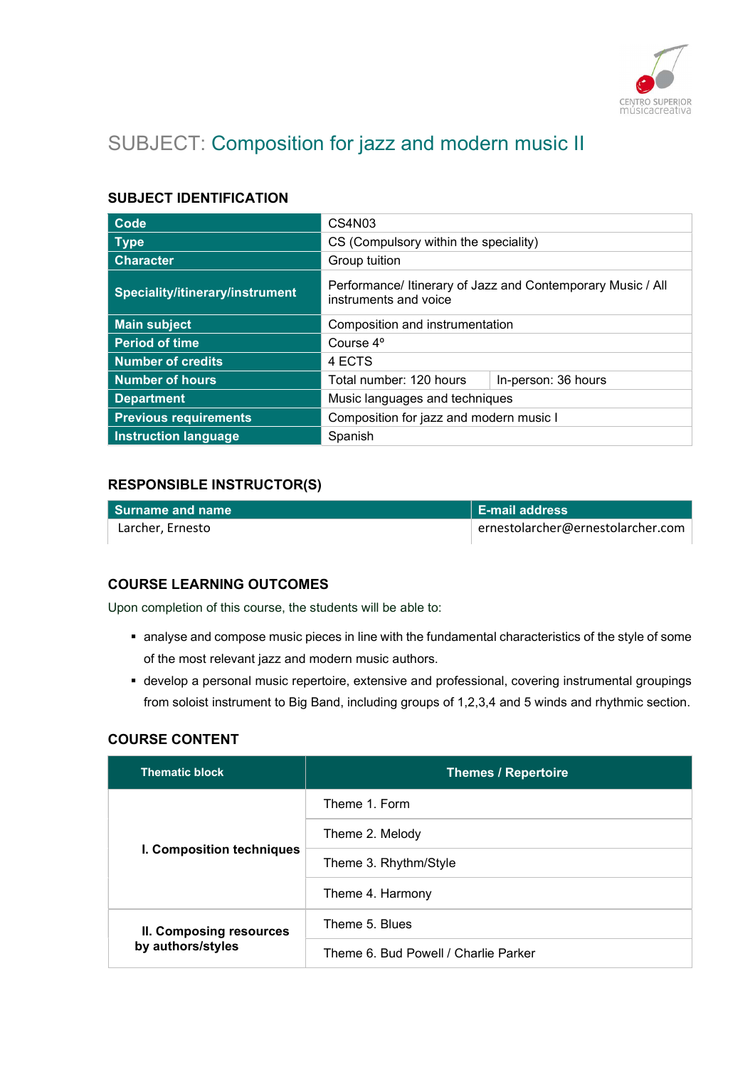# SUBJECT: Composition for jazz and modern music II

## SUBJECT IDENTIFICATION

| | | |
|---|---|---|
| **Code** | CS4N03 | |
| **Type** | CS (Compulsory within the speciality) | |
| **Character** | Group tuition | |
| **Speciality/itinerary/instrument** | Performance/ Itinerary of Jazz and Contemporary Music / All instruments and voice | |
| **Main subject** | Composition and instrumentation | |
| **Period of time** | Course 4º | |
| **Number of credits** | 4 ECTS | |
| **Number of hours** | Total number: 120 hours | In-person: 36 hours |
| **Department** | Music languages and techniques | |
| **Previous requirements** | Composition for jazz and modern music I | |
| **Instruction language** | Spanish | |

## RESPONSIBLE INSTRUCTOR(S)

| Surname and name | E-mail address |
|---|---|
| Larcher, Ernesto | ernestolarcher@ernestolarcher.com |

## COURSE LEARNING OUTCOMES

Upon completion of this course, the students will be able to:

- analyse and compose music pieces in line with the fundamental characteristics of the style of some of the most relevant jazz and modern music authors.
- develop a personal music repertoire, extensive and professional, covering instrumental groupings from soloist instrument to Big Band, including groups of 1,2,3,4 and 5 winds and rhythmic section.

## COURSE CONTENT

| Thematic block | Themes / Repertoire |
|---|---|
| **I. Composition techniques** | Theme 1. Form |
| | Theme 2. Melody |
| | Theme 3. Rhythm/Style |
| | Theme 4. Harmony |
| **II. Composing resources by authors/styles** | Theme 5. Blues |
| | Theme 6. Bud Powell / Charlie Parker |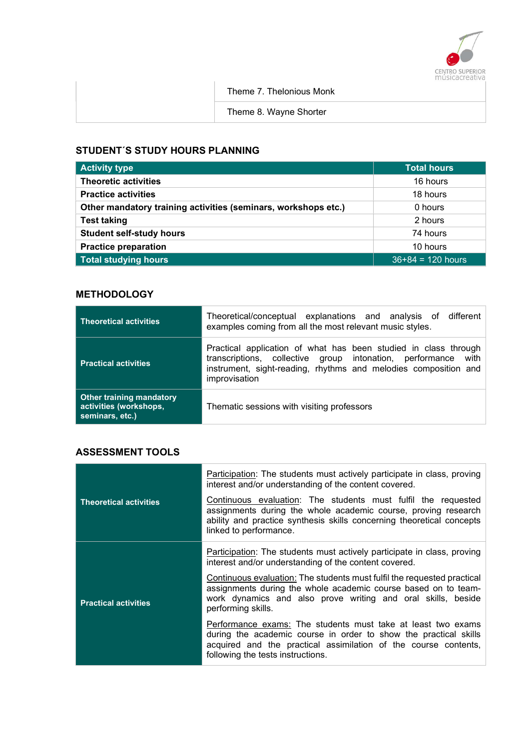| | |
|---|---|
| | Theme 7. Thelonious Monk |
| | Theme 8. Wayne Shorter |

## STUDENT´S STUDY HOURS PLANNING

| Activity type | Total hours |
|---|---|
| **Theoretic activities** | 16 hours |
| **Practice activities** | 18 hours |
| **Other mandatory training activities (seminars, workshops etc.)** | 0 hours |
| **Test taking** | 2 hours |
| **Student self-study hours** | 74 hours |
| **Practice preparation** | 10 hours |
| **Total studying hours** | 36+84 = 120 hours |

## METHODOLOGY

| | |
|---|---|
| **Theoretical activities** | Theoretical/conceptual explanations and analysis of different examples coming from all the most relevant music styles. |
| **Practical activities** | Practical application of what has been studied in class through transcriptions, collective group intonation, performance with instrument, sight-reading, rhythms and melodies composition and improvisation |
| **Other training mandatory activities (workshops, seminars, etc.)** | Thematic sessions with visiting professors |

## ASSESSMENT TOOLS

| | |
|---|---|
| **Theoretical activities** | Participation: The students must actively participate in class, proving interest and/or understanding of the content covered.<br><br>Continuous evaluation: The students must fulfil the requested assignments during the whole academic course, proving research ability and practice synthesis skills concerning theoretical concepts linked to performance. |
| **Practical activities** | Participation: The students must actively participate in class, proving interest and/or understanding of the content covered.<br><br>Continuous evaluation: The students must fulfil the requested practical assignments during the whole academic course based on to team-work dynamics and also prove writing and oral skills, beside performing skills.<br><br>Performance exams: The students must take at least two exams during the academic course in order to show the practical skills acquired and the practical assimilation of the course contents, following the tests instructions. |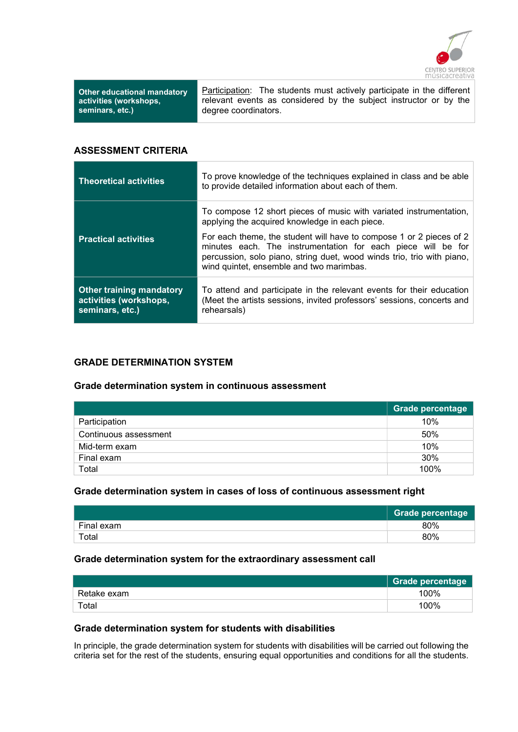| Other educational mandatory activities (workshops, seminars, etc.) | Participation: The students must actively participate in the different relevant events as considered by the subject instructor or by the degree coordinators. |
|---|---|

## ASSESSMENT CRITERIA

| | |
|---|---|
| **Theoretical activities** | To prove knowledge of the techniques explained in class and be able to provide detailed information about each of them. |
| **Practical activities** | To compose 12 short pieces of music with varied instrumentation, applying the acquired knowledge in each piece.<br>For each theme, the student will have to compose 1 or 2 pieces of 2 minutes each. The instrumentation for each piece will be for percussion, solo piano, string duet, wood winds trio, trio with piano, wind quintet, ensemble and two marimbas. |
| **Other training mandatory activities (workshops, seminars, etc.)** | To attend and participate in the relevant events for their education (Meet the artists sessions, invited professors' sessions, concerts and rehearsals) |

## GRADE DETERMINATION SYSTEM

### Grade determination system in continuous assessment

| | Grade percentage |
|---|---|
| Participation | 10% |
| Continuous assessment | 50% |
| Mid-term exam | 10% |
| Final exam | 30% |
| Total | 100% |

### Grade determination system in cases of loss of continuous assessment right

| | Grade percentage |
|---|---|
| Final exam | 80% |
| Total | 80% |

### Grade determination system for the extraordinary assessment call

| | Grade percentage |
|---|---|
| Retake exam | 100% |
| Total | 100% |

### Grade determination system for students with disabilities

In principle, the grade determination system for students with disabilities will be carried out following the criteria set for the rest of the students, ensuring equal opportunities and conditions for all the students.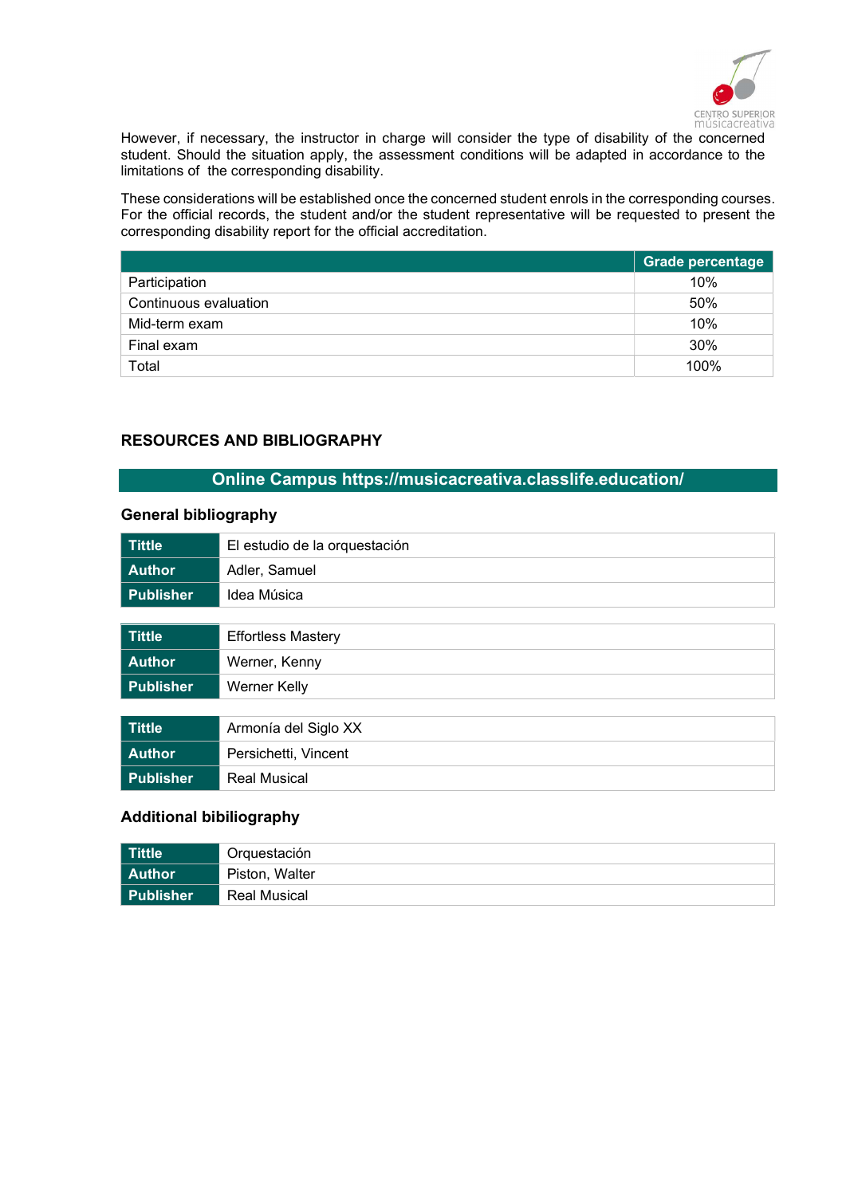However, if necessary, the instructor in charge will consider the type of disability of the concerned student. Should the situation apply, the assessment conditions will be adapted in accordance to the limitations of the corresponding disability.

These considerations will be established once the concerned student enrols in the corresponding courses. For the official records, the student and/or the student representative will be requested to present the corresponding disability report for the official accreditation.

| | Grade percentage |
|---|---|
| Participation | 10% |
| Continuous evaluation | 50% |
| Mid-term exam | 10% |
| Final exam | 30% |
| Total | 100% |

## RESOURCES AND BIBLIOGRAPHY

**Online Campus https://musicacreativa.classlife.education/**

### General bibliography

| | |
|---|---|
| **Tittle** | El estudio de la orquestación |
| **Author** | Adler, Samuel |
| **Publisher** | Idea Música |

| | |
|---|---|
| **Tittle** | Effortless Mastery |
| **Author** | Werner, Kenny |
| **Publisher** | Werner Kelly |

| | |
|---|---|
| **Tittle** | Armonía del Siglo XX |
| **Author** | Persichetti, Vincent |
| **Publisher** | Real Musical |

### Additional bibiliography

| | |
|---|---|
| **Tittle** | Orquestación |
| **Author** | Piston, Walter |
| **Publisher** | Real Musical |